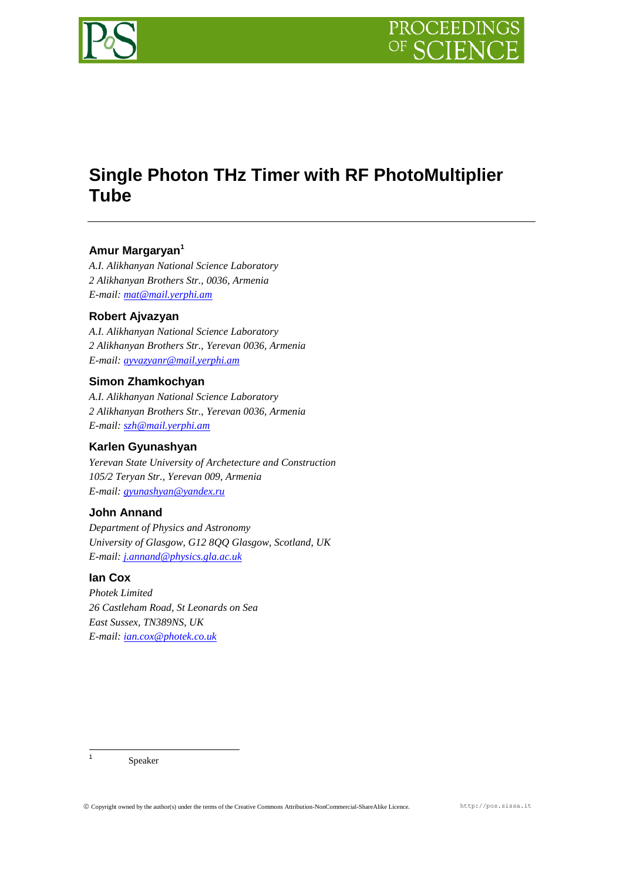# Single Photon THz Timer with RF PhotoMultiplier Tube

**Amur Margaryan**[1]

*A.I. Alikhanyan National Science Laboratory*
*2 Alikhanyan Brothers Str., 0036, Armenia*
*E-mail:* mat@mail.yerphi.am

**Robert Ajvazyan**

*A.I. Alikhanyan National Science Laboratory*
*2 Alikhanyan Brothers Str., Yerevan 0036, Armenia*
*E-mail:* ayvazyanr@mail.yerphi.am

**Simon Zhamkochyan**

*A.I. Alikhanyan National Science Laboratory*
*2 Alikhanyan Brothers Str., Yerevan 0036, Armenia*
*E-mail:* szh@mail.yerphi.am

**Karlen Gyunashyan**

*Yerevan State University of Archetecture and Construction*
*105/2 Teryan Str., Yerevan 009, Armenia*
*E-mail:* gyunashyan@yandex.ru

**John Annand**

*Department of Physics and Astronomy*
*University of Glasgow, G12 8QQ Glasgow, Scotland, UK*
*E-mail:* j.annand@physics.gla.ac.uk

**Ian Cox**

*Photek Limited*
*26 Castleham Road, St Leonards on Sea*
*East Sussex, TN389NS, UK*
*E-mail:* ian.cox@photek.co.uk

[1] Speaker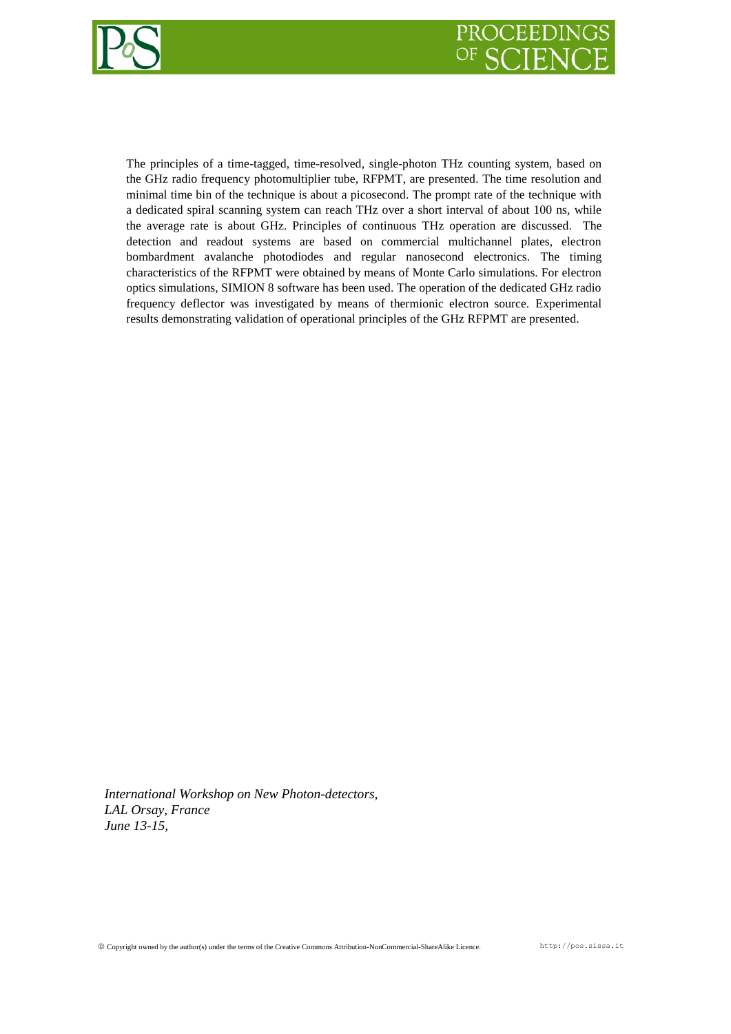The principles of a time-tagged, time-resolved, single-photon THz counting system, based on the GHz radio frequency photomultiplier tube, RFPMT, are presented. The time resolution and minimal time bin of the technique is about a picosecond. The prompt rate of the technique with a dedicated spiral scanning system can reach THz over a short interval of about 100 ns, while the average rate is about GHz. Principles of continuous THz operation are discussed. The detection and readout systems are based on commercial multichannel plates, electron bombardment avalanche photodiodes and regular nanosecond electronics. The timing characteristics of the RFPMT were obtained by means of Monte Carlo simulations. For electron optics simulations, SIMION 8 software has been used. The operation of the dedicated GHz radio frequency deflector was investigated by means of thermionic electron source. Experimental results demonstrating validation of operational principles of the GHz RFPMT are presented.

*International Workshop on New Photon-detectors,*
*LAL Orsay, France*
*June 13-15,*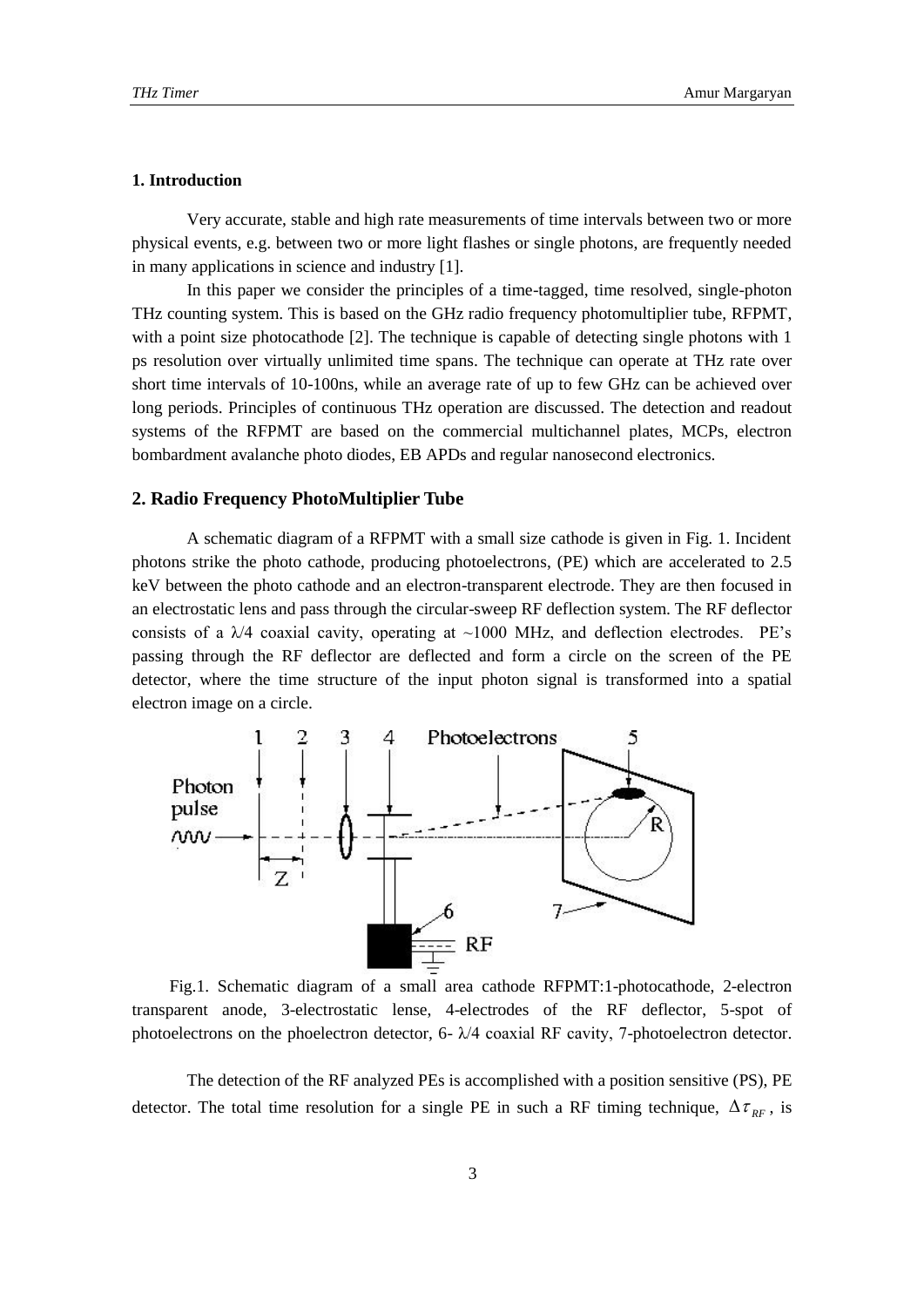## 1. Introduction

Very accurate, stable and high rate measurements of time intervals between two or more physical events, e.g. between two or more light flashes or single photons, are frequently needed in many applications in science and industry [1].

In this paper we consider the principles of a time-tagged, time resolved, single-photon THz counting system. This is based on the GHz radio frequency photomultiplier tube, RFPMT, with a point size photocathode [2]. The technique is capable of detecting single photons with 1 ps resolution over virtually unlimited time spans. The technique can operate at THz rate over short time intervals of 10-100ns, while an average rate of up to few GHz can be achieved over long periods. Principles of continuous THz operation are discussed. The detection and readout systems of the RFPMT are based on the commercial multichannel plates, MCPs, electron bombardment avalanche photo diodes, EB APDs and regular nanosecond electronics.

## 2. Radio Frequency PhotoMultiplier Tube

A schematic diagram of a RFPMT with a small size cathode is given in Fig. 1. Incident photons strike the photo cathode, producing photoelectrons, (PE) which are accelerated to 2.5 keV between the photo cathode and an electron-transparent electrode. They are then focused in an electrostatic lens and pass through the circular-sweep RF deflection system. The RF deflector consists of a $\lambda/4$ coaxial cavity, operating at ~1000 MHz, and deflection electrodes. PE's passing through the RF deflector are deflected and form a circle on the screen of the PE detector, where the time structure of the input photon signal is transformed into a spatial electron image on a circle.

Fig.1. Schematic diagram of a small area cathode RFPMT:1-photocathode, 2-electron transparent anode, 3-electrostatic lense, 4-electrodes of the RF deflector, 5-spot of photoelectrons on the phoelectron detector, 6- $\lambda/4$ coaxial RF cavity, 7-photoelectron detector.

The detection of the RF analyzed PEs is accomplished with a position sensitive (PS), PE detector. The total time resolution for a single PE in such a RF timing technique, $\Delta\tau_{RF}$, is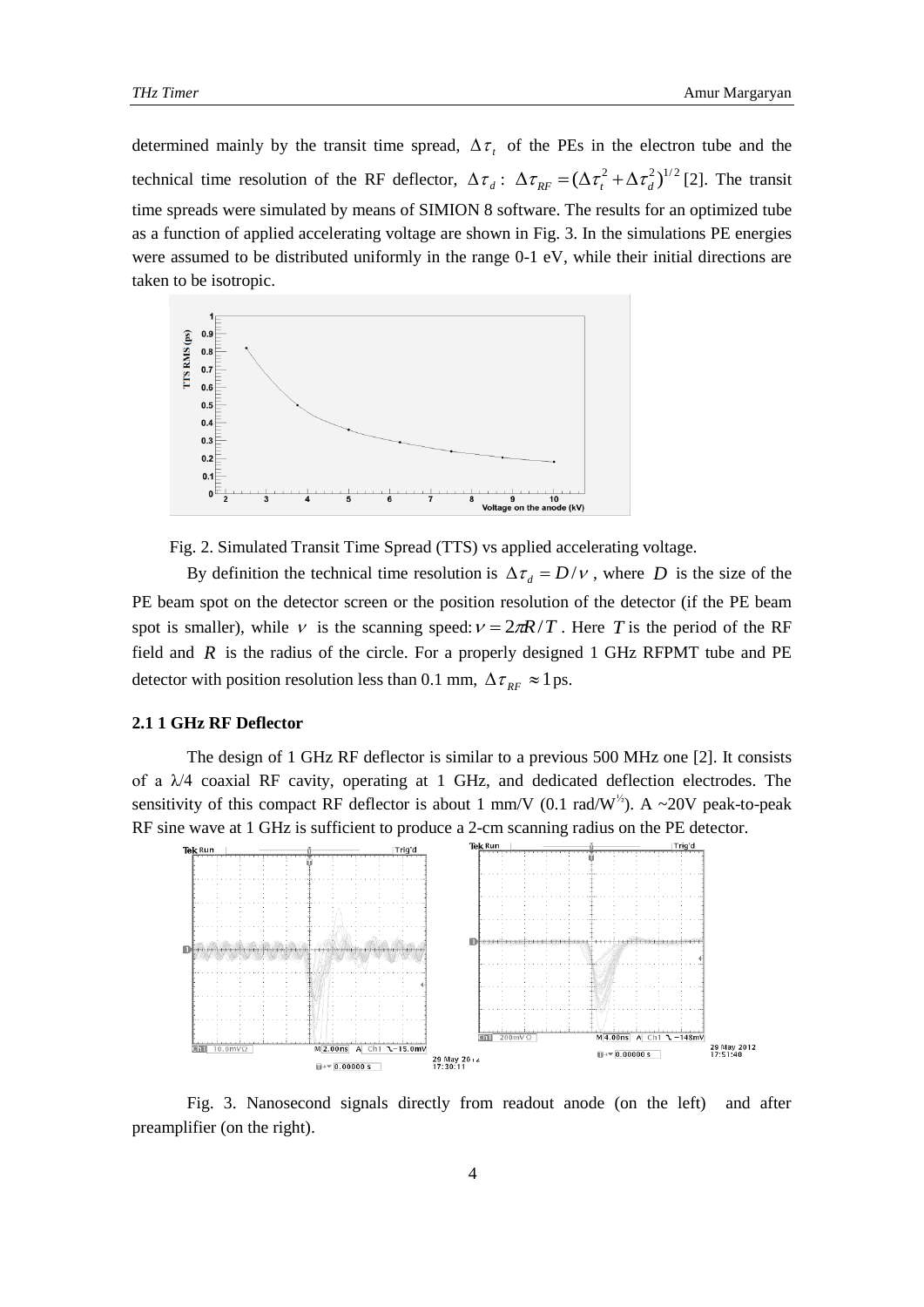determined mainly by the transit time spread, $\Delta\tau_t$ of the PEs in the electron tube and the technical time resolution of the RF deflector, $\Delta\tau_d$ : $\Delta\tau_{RF} = (\Delta\tau_t^2 + \Delta\tau_d^2)^{1/2}$ [2]. The transit time spreads were simulated by means of SIMION 8 software. The results for an optimized tube as a function of applied accelerating voltage are shown in Fig. 3. In the simulations PE energies were assumed to be distributed uniformly in the range 0-1 eV, while their initial directions are taken to be isotropic.

Fig. 2. Simulated Transit Time Spread (TTS) vs applied accelerating voltage.

By definition the technical time resolution is $\Delta\tau_d = D/\nu$ , where $D$ is the size of the PE beam spot on the detector screen or the position resolution of the detector (if the PE beam spot is smaller), while $\nu$ is the scanning speed: $\nu = 2\pi R/T$ . Here $T$ is the period of the RF field and $R$ is the radius of the circle. For a properly designed 1 GHz RFPMT tube and PE detector with position resolution less than 0.1 mm, $\Delta\tau_{RF} \approx 1$ ps.

### 2.1 1 GHz RF Deflector

The design of 1 GHz RF deflector is similar to a previous 500 MHz one [2]. It consists of a λ/4 coaxial RF cavity, operating at 1 GHz, and dedicated deflection electrodes. The sensitivity of this compact RF deflector is about 1 mm/V (0.1 rad/W$^{1/2}$). A ~20V peak-to-peak RF sine wave at 1 GHz is sufficient to produce a 2-cm scanning radius on the PE detector.

Fig. 3. Nanosecond signals directly from readout anode (on the left) and after preamplifier (on the right).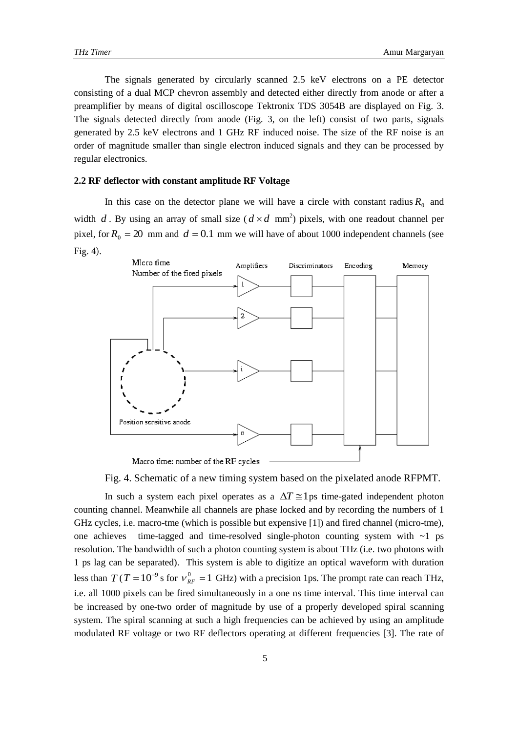The signals generated by circularly scanned 2.5 keV electrons on a PE detector consisting of a dual MCP chevron assembly and detected either directly from anode or after a preamplifier by means of digital oscilloscope Tektronix TDS 3054B are displayed on Fig. 3. The signals detected directly from anode (Fig. 3, on the left) consist of two parts, signals generated by 2.5 keV electrons and 1 GHz RF induced noise. The size of the RF noise is an order of magnitude smaller than single electron induced signals and they can be processed by regular electronics.

### 2.2 RF deflector with constant amplitude RF Voltage

In this case on the detector plane we will have a circle with constant radius $R_0$ and width $d$. By using an array of small size ($d \times d$ mm$^2$) pixels, with one readout channel per pixel, for $R_0 = 20$ mm and $d = 0.1$ mm we will have of about 1000 independent channels (see Fig. 4).

Micro time
Number of the fired pixels

Amplifiers Discriminators Encoding Memory

Position sensitive anode

Macro time: number of the RF cycles

Fig. 4. Schematic of a new timing system based on the pixelated anode RFPMT.

In such a system each pixel operates as a $\Delta T \cong 1$ps time-gated independent photon counting channel. Meanwhile all channels are phase locked and by recording the numbers of 1 GHz cycles, i.e. macro-tme (which is possible but expensive [1]) and fired channel (micro-tme), one achieves time-tagged and time-resolved single-photon counting system with ~1 ps resolution. The bandwidth of such a photon counting system is about THz (i.e. two photons with 1 ps lag can be separated). This system is able to digitize an optical waveform with duration less than $T$ ($T = 10^{-9}$ s for $\nu_{RF}^{0} = 1$ GHz) with a precision 1ps. The prompt rate can reach THz, i.e. all 1000 pixels can be fired simultaneously in a one ns time interval. This time interval can be increased by one-two order of magnitude by use of a properly developed spiral scanning system. The spiral scanning at such a high frequencies can be achieved by using an amplitude modulated RF voltage or two RF deflectors operating at different frequencies [3]. The rate of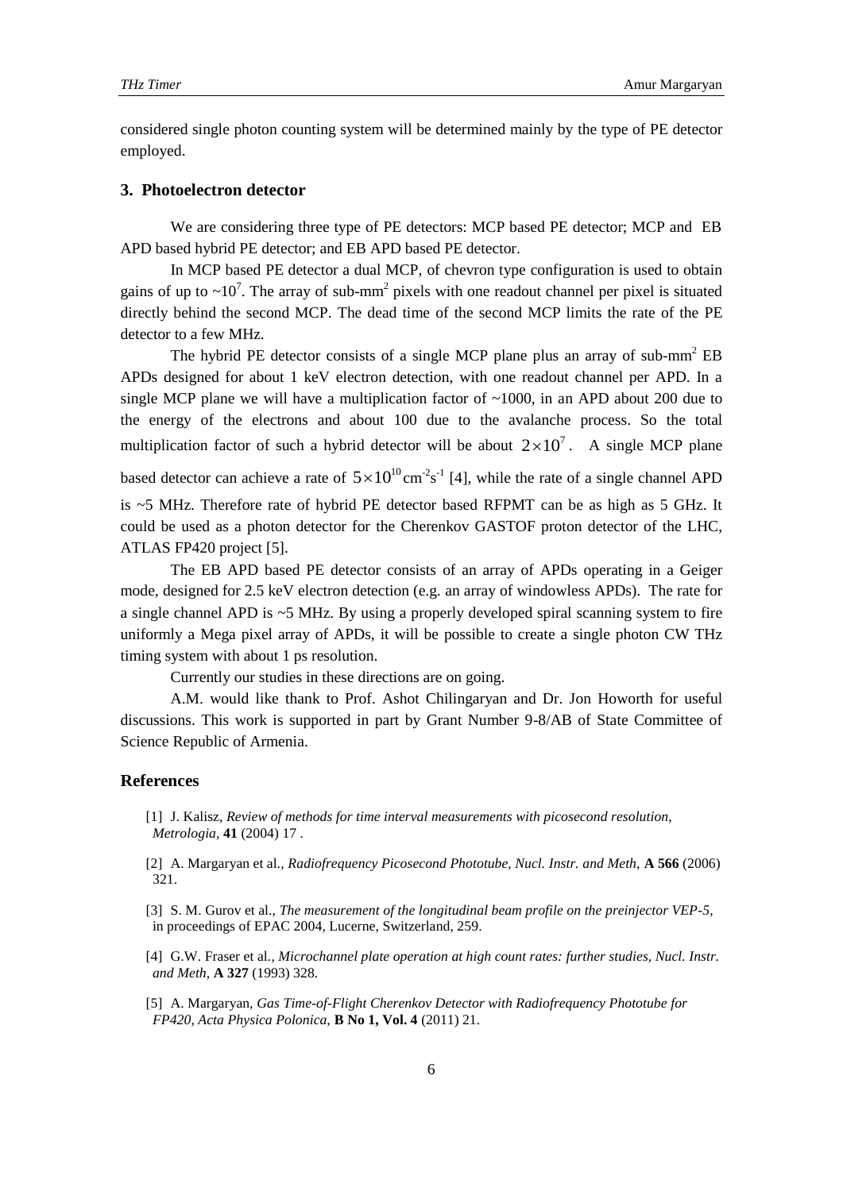considered single photon counting system will be determined mainly by the type of PE detector employed.

## 3. Photoelectron detector

We are considering three type of PE detectors: MCP based PE detector; MCP and EB APD based hybrid PE detector; and EB APD based PE detector.

In MCP based PE detector a dual MCP, of chevron type configuration is used to obtain gains of up to $\sim 10^7$. The array of sub-mm$^2$ pixels with one readout channel per pixel is situated directly behind the second MCP. The dead time of the second MCP limits the rate of the PE detector to a few MHz.

The hybrid PE detector consists of a single MCP plane plus an array of sub-mm$^2$ EB APDs designed for about 1 keV electron detection, with one readout channel per APD. In a single MCP plane we will have a multiplication factor of ~1000, in an APD about 200 due to the energy of the electrons and about 100 due to the avalanche process. So the total multiplication factor of such a hybrid detector will be about $2\times10^7$. A single MCP plane based detector can achieve a rate of $5\times10^{10}$ cm$^{-2}$s$^{-1}$ [4], while the rate of a single channel APD is ~5 MHz. Therefore rate of hybrid PE detector based RFPMT can be as high as 5 GHz. It could be used as a photon detector for the Cherenkov GASTOF proton detector of the LHC, ATLAS FP420 project [5].

The EB APD based PE detector consists of an array of APDs operating in a Geiger mode, designed for 2.5 keV electron detection (e.g. an array of windowless APDs). The rate for a single channel APD is ~5 MHz. By using a properly developed spiral scanning system to fire uniformly a Mega pixel array of APDs, it will be possible to create a single photon CW THz timing system with about 1 ps resolution.

Currently our studies in these directions are on going.

A.M. would like thank to Prof. Ashot Chilingaryan and Dr. Jon Howorth for useful discussions. This work is supported in part by Grant Number 9-8/AB of State Committee of Science Republic of Armenia.

## References

[1] J. Kalisz, *Review of methods for time interval measurements with picosecond resolution, Metrologia,* **41** (2004) 17 .

[2] A. Margaryan et al., *Radiofrequency Picosecond Phototube, Nucl. Instr. and Meth,* **A 566** (2006) 321.

[3] S. M. Gurov et al., *The measurement of the longitudinal beam profile on the preinjector VEP-5,* in proceedings of EPAC 2004, Lucerne, Switzerland, 259.

[4] G.W. Fraser et al., *Microchannel plate operation at high count rates: further studies, Nucl. Instr. and Meth,* **A 327** (1993) 328.

[5] A. Margaryan, *Gas Time-of-Flight Cherenkov Detector with Radiofrequency Phototube for FP420, Acta Physica Polonica,* **B No 1, Vol. 4** (2011) 21.